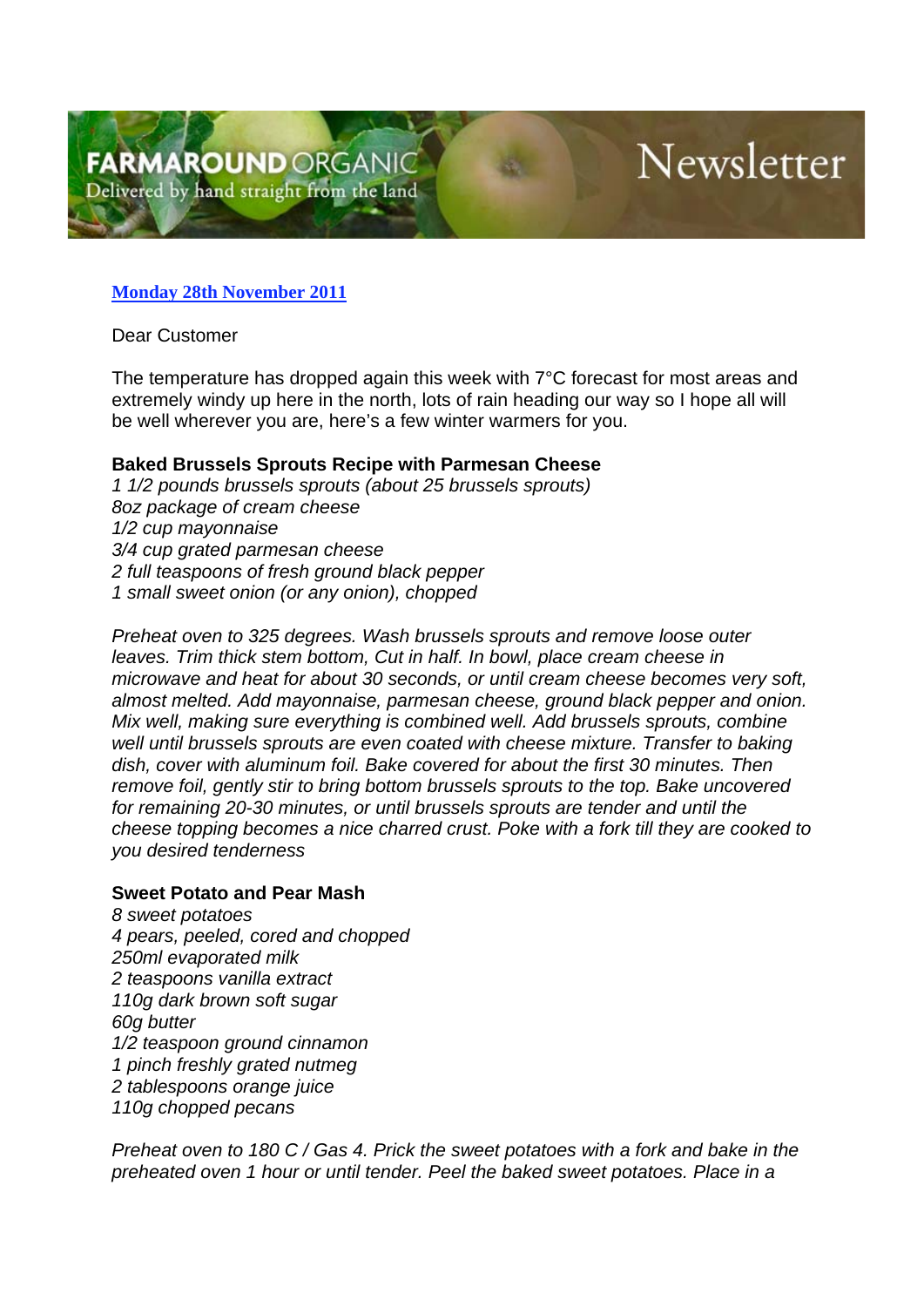# FARMAROUND ORGANIC

Delivered by hand straight from the land

Newsletter

**Monday 28th November 2011**

Dear Customer

The temperature has dropped again this week with 7°C forecast for most areas and extremely windy up here in the north, lots of rain heading our way so I hope all will be well wherever you are, here's a few winter warmers for you.

**Baked Brussels Sprouts Recipe with Parmesan Cheese**

*1 1/2 pounds brussels sprouts (about 25 brussels sprouts)*
*8oz package of cream cheese*
*1/2 cup mayonnaise*
*3/4 cup grated parmesan cheese*
*2 full teaspoons of fresh ground black pepper*
*1 small sweet onion (or any onion), chopped*

*Preheat oven to 325 degrees. Wash brussels sprouts and remove loose outer leaves. Trim thick stem bottom, Cut in half. In bowl, place cream cheese in microwave and heat for about 30 seconds, or until cream cheese becomes very soft, almost melted. Add mayonnaise, parmesan cheese, ground black pepper and onion. Mix well, making sure everything is combined well. Add brussels sprouts, combine well until brussels sprouts are even coated with cheese mixture. Transfer to baking dish, cover with aluminum foil. Bake covered for about the first 30 minutes. Then remove foil, gently stir to bring bottom brussels sprouts to the top. Bake uncovered for remaining 20-30 minutes, or until brussels sprouts are tender and until the cheese topping becomes a nice charred crust. Poke with a fork till they are cooked to you desired tenderness*

**Sweet Potato and Pear Mash**

*8 sweet potatoes*
*4 pears, peeled, cored and chopped*
*250ml evaporated milk*
*2 teaspoons vanilla extract*
*110g dark brown soft sugar*
*60g butter*
*1/2 teaspoon ground cinnamon*
*1 pinch freshly grated nutmeg*
*2 tablespoons orange juice*
*110g chopped pecans*

*Preheat oven to 180 C / Gas 4. Prick the sweet potatoes with a fork and bake in the preheated oven 1 hour or until tender. Peel the baked sweet potatoes. Place in a*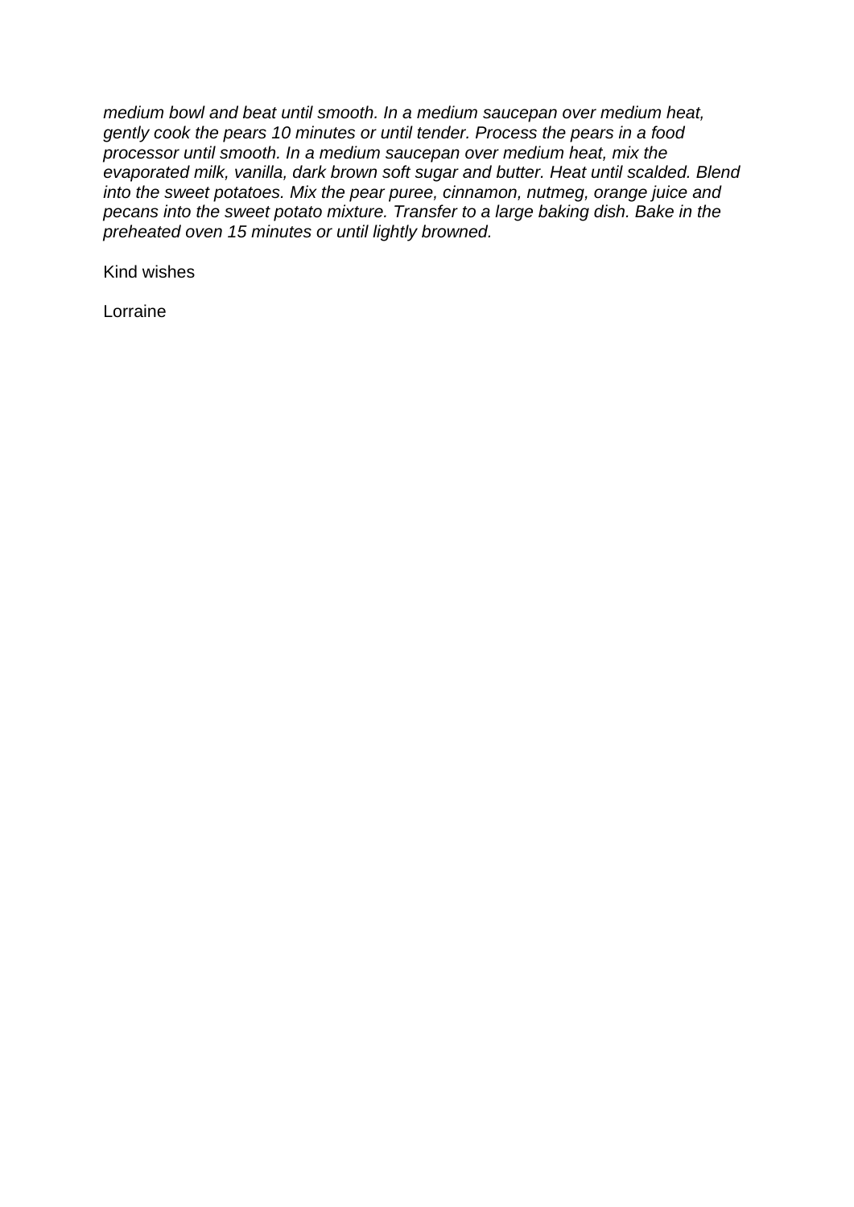*medium bowl and beat until smooth. In a medium saucepan over medium heat, gently cook the pears 10 minutes or until tender. Process the pears in a food processor until smooth. In a medium saucepan over medium heat, mix the evaporated milk, vanilla, dark brown soft sugar and butter. Heat until scalded. Blend into the sweet potatoes. Mix the pear puree, cinnamon, nutmeg, orange juice and pecans into the sweet potato mixture. Transfer to a large baking dish. Bake in the preheated oven 15 minutes or until lightly browned.*

Kind wishes

Lorraine